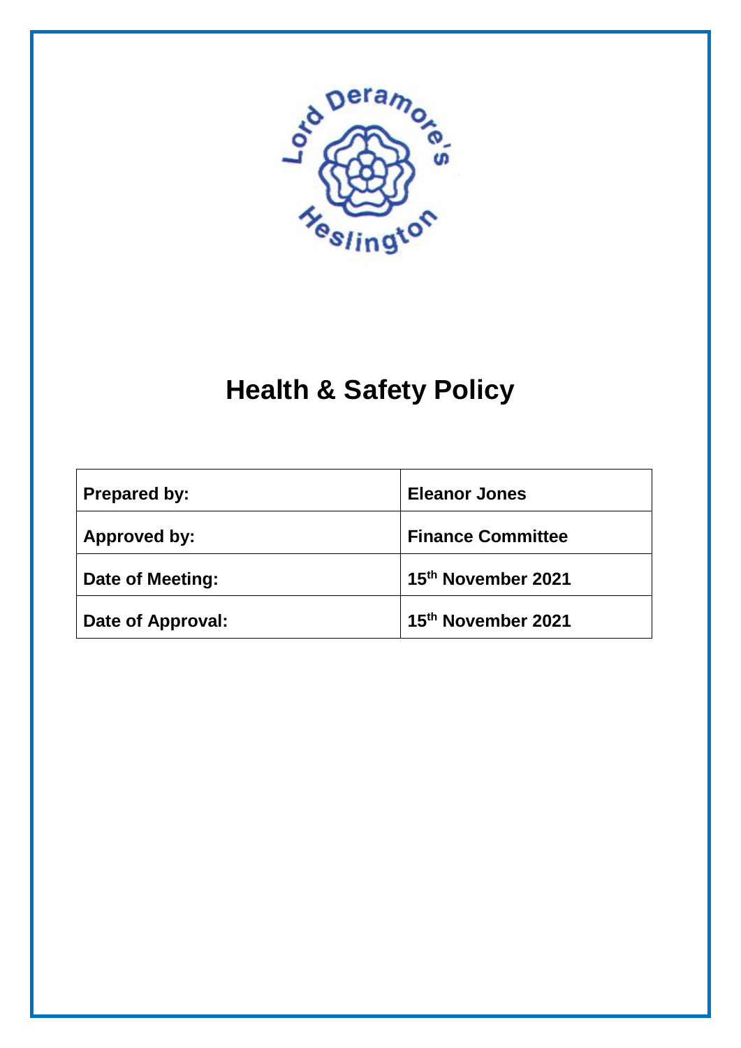# Health & Safety Policy

| Prepared by: | Eleanor Jones |
| --- | --- |
| Approved by: | Finance Committee |
| Date of Meeting: | 15th November 2021 |
| Date of Approval: | 15th November 2021 |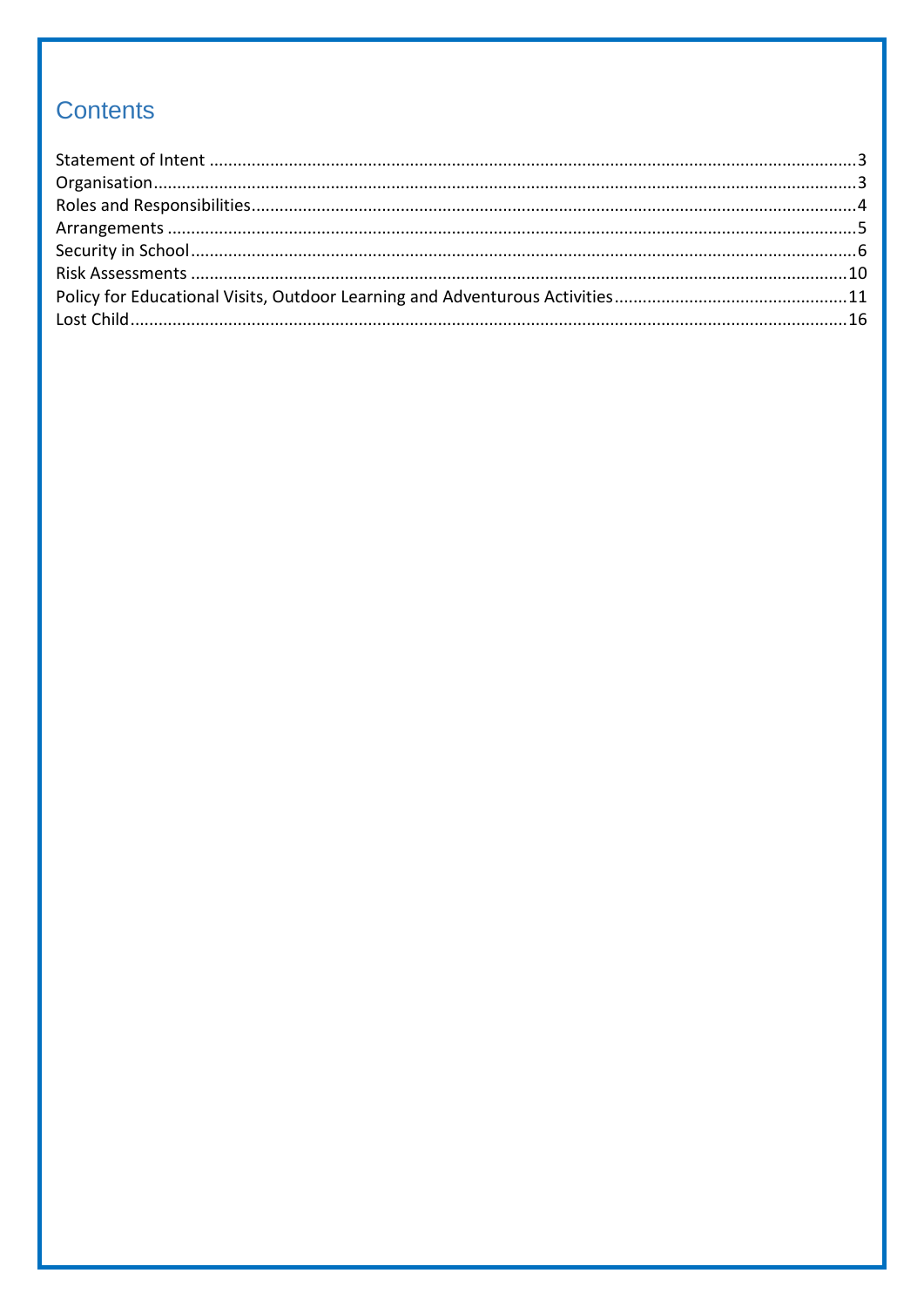## Contents

Statement of Intent ........................................................................................................................3
Organisation...................................................................................................................................3
Roles and Responsibilities...............................................................................................................4
Arrangements .................................................................................................................................5
Security in School............................................................................................................................6
Risk Assessments ..........................................................................................................................10
Policy for Educational Visits, Outdoor Learning and Adventurous Activities.................................................11
Lost Child......................................................................................................................................16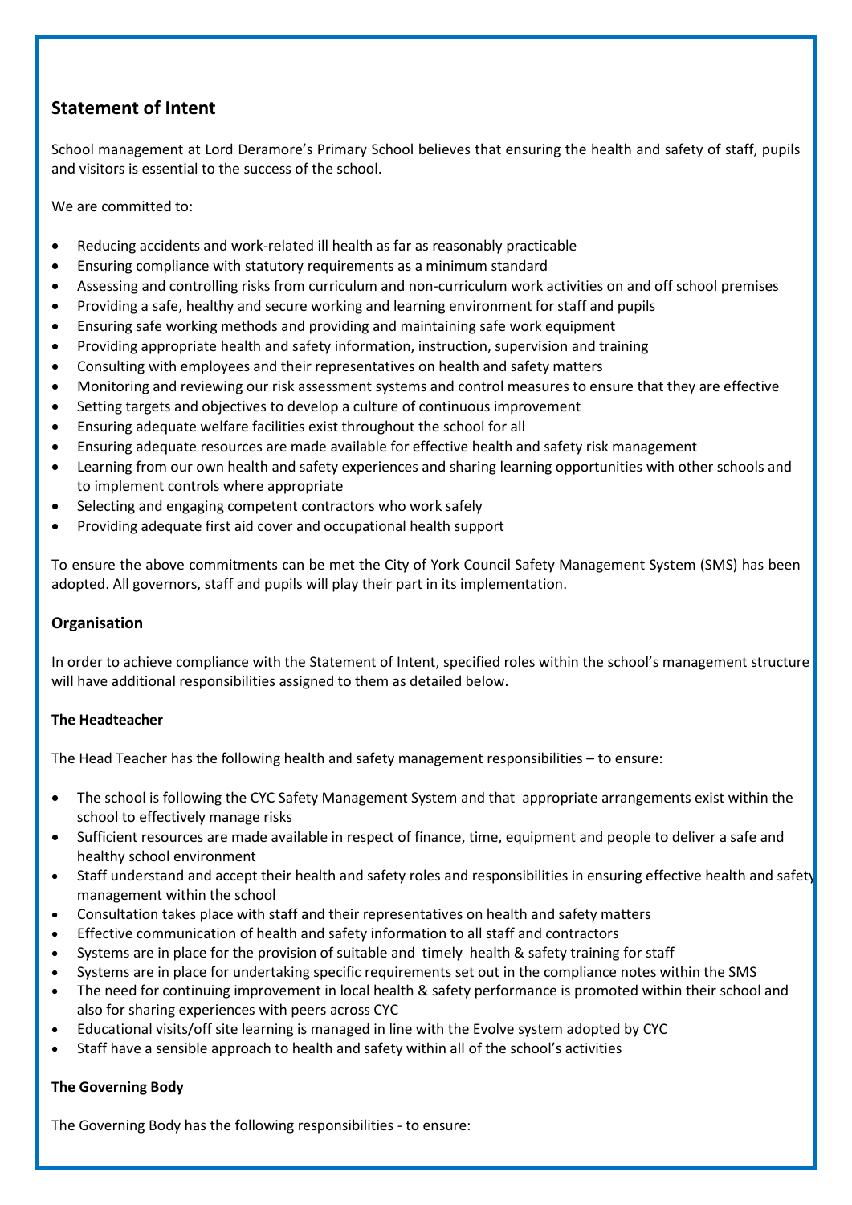## Statement of Intent

School management at Lord Deramore's Primary School believes that ensuring the health and safety of staff, pupils and visitors is essential to the success of the school.

We are committed to:

- Reducing accidents and work-related ill health as far as reasonably practicable
- Ensuring compliance with statutory requirements as a minimum standard
- Assessing and controlling risks from curriculum and non-curriculum work activities on and off school premises
- Providing a safe, healthy and secure working and learning environment for staff and pupils
- Ensuring safe working methods and providing and maintaining safe work equipment
- Providing appropriate health and safety information, instruction, supervision and training
- Consulting with employees and their representatives on health and safety matters
- Monitoring and reviewing our risk assessment systems and control measures to ensure that they are effective
- Setting targets and objectives to develop a culture of continuous improvement
- Ensuring adequate welfare facilities exist throughout the school for all
- Ensuring adequate resources are made available for effective health and safety risk management
- Learning from our own health and safety experiences and sharing learning opportunities with other schools and to implement controls where appropriate
- Selecting and engaging competent contractors who work safely
- Providing adequate first aid cover and occupational health support

To ensure the above commitments can be met the City of York Council Safety Management System (SMS) has been adopted. All governors, staff and pupils will play their part in its implementation.

### Organisation

In order to achieve compliance with the Statement of Intent, specified roles within the school's management structure will have additional responsibilities assigned to them as detailed below.

#### The Headteacher

The Head Teacher has the following health and safety management responsibilities – to ensure:

- The school is following the CYC Safety Management System and that appropriate arrangements exist within the school to effectively manage risks
- Sufficient resources are made available in respect of finance, time, equipment and people to deliver a safe and healthy school environment
- Staff understand and accept their health and safety roles and responsibilities in ensuring effective health and safety management within the school
- Consultation takes place with staff and their representatives on health and safety matters
- Effective communication of health and safety information to all staff and contractors
- Systems are in place for the provision of suitable and timely health & safety training for staff
- Systems are in place for undertaking specific requirements set out in the compliance notes within the SMS
- The need for continuing improvement in local health & safety performance is promoted within their school and also for sharing experiences with peers across CYC
- Educational visits/off site learning is managed in line with the Evolve system adopted by CYC
- Staff have a sensible approach to health and safety within all of the school's activities

#### The Governing Body

The Governing Body has the following responsibilities - to ensure: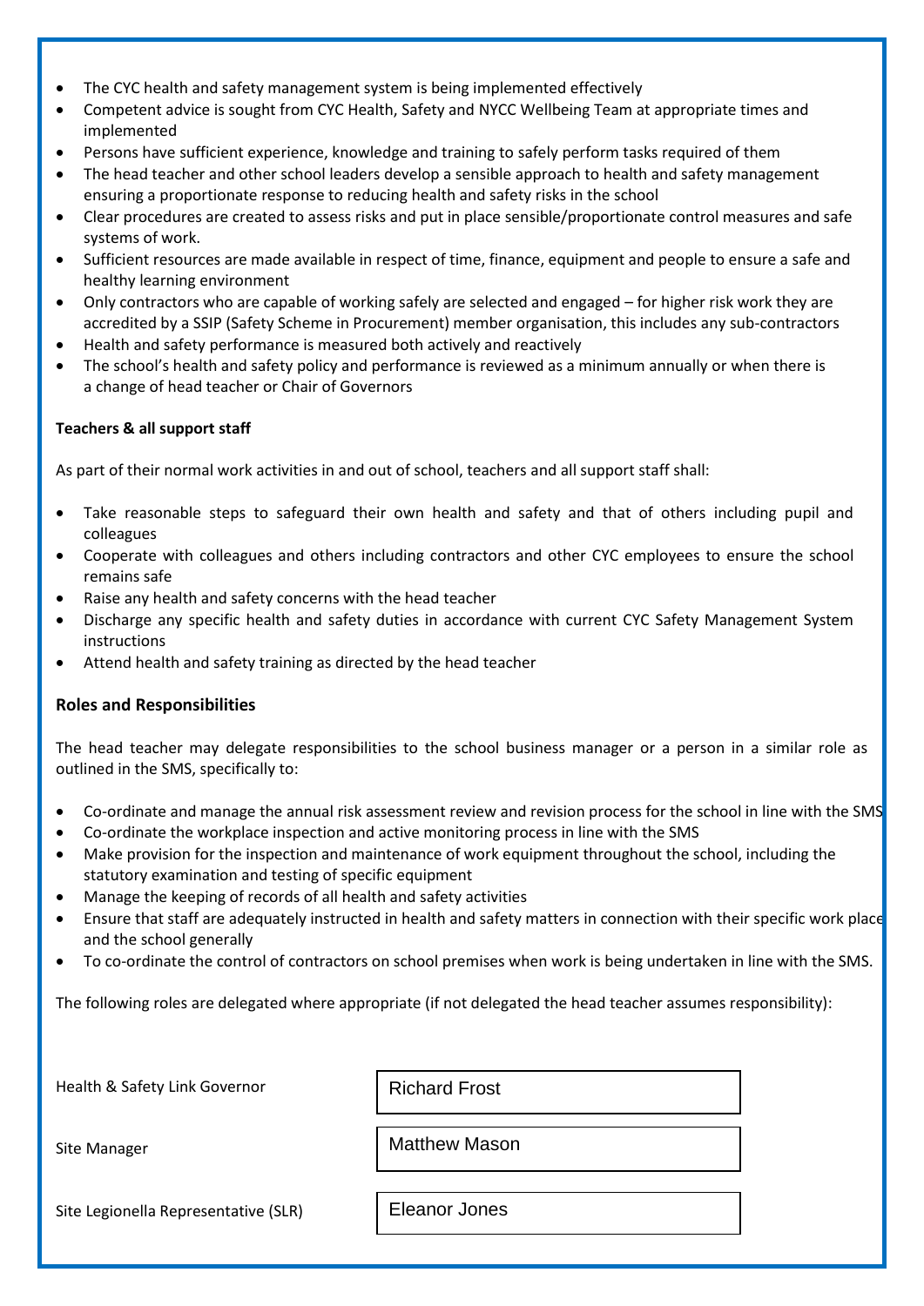- The CYC health and safety management system is being implemented effectively
- Competent advice is sought from CYC Health, Safety and NYCC Wellbeing Team at appropriate times and implemented
- Persons have sufficient experience, knowledge and training to safely perform tasks required of them
- The head teacher and other school leaders develop a sensible approach to health and safety management ensuring a proportionate response to reducing health and safety risks in the school
- Clear procedures are created to assess risks and put in place sensible/proportionate control measures and safe systems of work.
- Sufficient resources are made available in respect of time, finance, equipment and people to ensure a safe and healthy learning environment
- Only contractors who are capable of working safely are selected and engaged – for higher risk work they are accredited by a SSIP (Safety Scheme in Procurement) member organisation, this includes any sub-contractors
- Health and safety performance is measured both actively and reactively
- The school's health and safety policy and performance is reviewed as a minimum annually or when there is a change of head teacher or Chair of Governors

**Teachers & all support staff**

As part of their normal work activities in and out of school, teachers and all support staff shall:

- Take reasonable steps to safeguard their own health and safety and that of others including pupil and colleagues
- Cooperate with colleagues and others including contractors and other CYC employees to ensure the school remains safe
- Raise any health and safety concerns with the head teacher
- Discharge any specific health and safety duties in accordance with current CYC Safety Management System instructions
- Attend health and safety training as directed by the head teacher

## Roles and Responsibilities

The head teacher may delegate responsibilities to the school business manager or a person in a similar role as outlined in the SMS, specifically to:

- Co-ordinate and manage the annual risk assessment review and revision process for the school in line with the SMS
- Co-ordinate the workplace inspection and active monitoring process in line with the SMS
- Make provision for the inspection and maintenance of work equipment throughout the school, including the statutory examination and testing of specific equipment
- Manage the keeping of records of all health and safety activities
- Ensure that staff are adequately instructed in health and safety matters in connection with their specific work place and the school generally
- To co-ordinate the control of contractors on school premises when work is being undertaken in line with the SMS.

The following roles are delegated where appropriate (if not delegated the head teacher assumes responsibility):

| Role | Name |
| --- | --- |
| Health & Safety Link Governor | Richard Frost |
| Site Manager | Matthew Mason |
| Site Legionella Representative (SLR) | Eleanor Jones |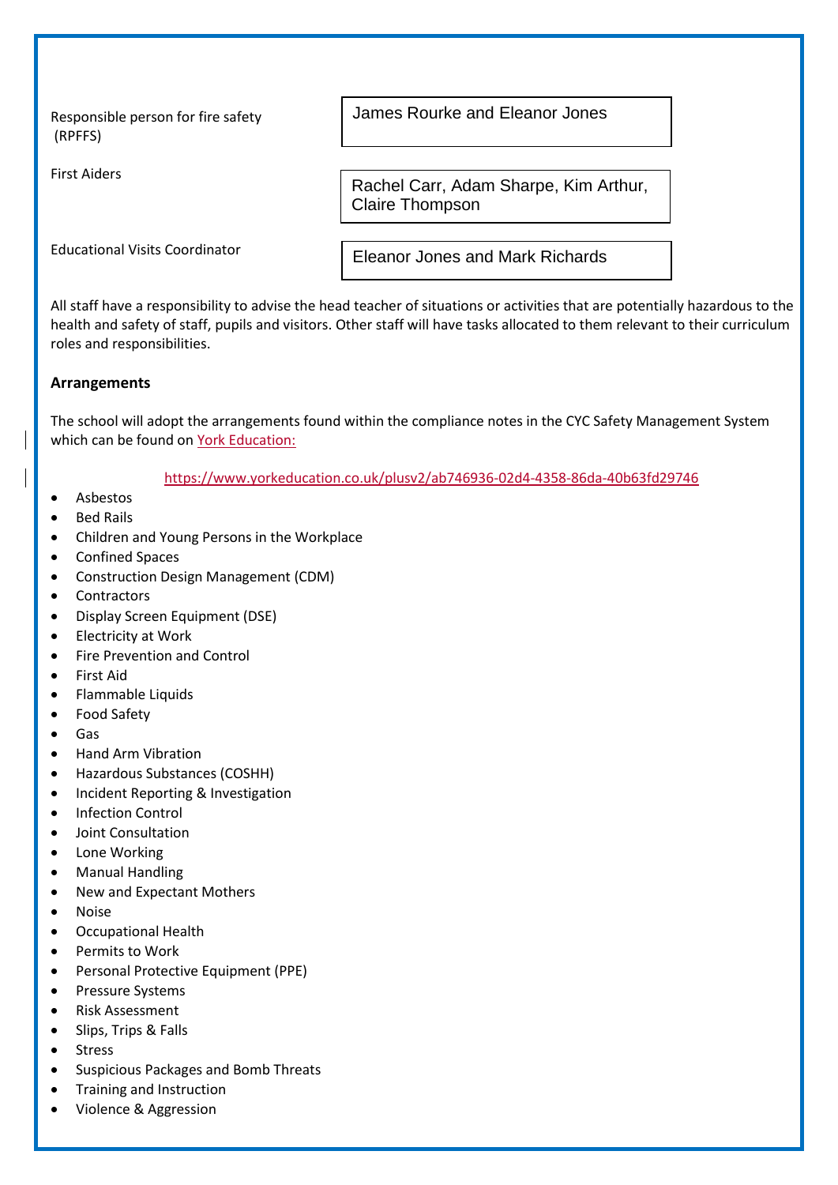| | |
|---|---|
| Responsible person for fire safety (RPFFS) | James Rourke and Eleanor Jones |
| First Aiders | Rachel Carr, Adam Sharpe, Kim Arthur, Claire Thompson |
| Educational Visits Coordinator | Eleanor Jones and Mark Richards |

All staff have a responsibility to advise the head teacher of situations or activities that are potentially hazardous to the health and safety of staff, pupils and visitors. Other staff will have tasks allocated to them relevant to their curriculum roles and responsibilities.

**Arrangements**

The school will adopt the arrangements found within the compliance notes in the CYC Safety Management System which can be found on [York Education:](https://www.yorkeducation.co.uk/plusv2/ab746936-02d4-4358-86da-40b63fd29746)

https://www.yorkeducation.co.uk/plusv2/ab746936-02d4-4358-86da-40b63fd29746

- Asbestos
- Bed Rails
- Children and Young Persons in the Workplace
- Confined Spaces
- Construction Design Management (CDM)
- Contractors
- Display Screen Equipment (DSE)
- Electricity at Work
- Fire Prevention and Control
- First Aid
- Flammable Liquids
- Food Safety
- Gas
- Hand Arm Vibration
- Hazardous Substances (COSHH)
- Incident Reporting & Investigation
- Infection Control
- Joint Consultation
- Lone Working
- Manual Handling
- New and Expectant Mothers
- Noise
- Occupational Health
- Permits to Work
- Personal Protective Equipment (PPE)
- Pressure Systems
- Risk Assessment
- Slips, Trips & Falls
- Stress
- Suspicious Packages and Bomb Threats
- Training and Instruction
- Violence & Aggression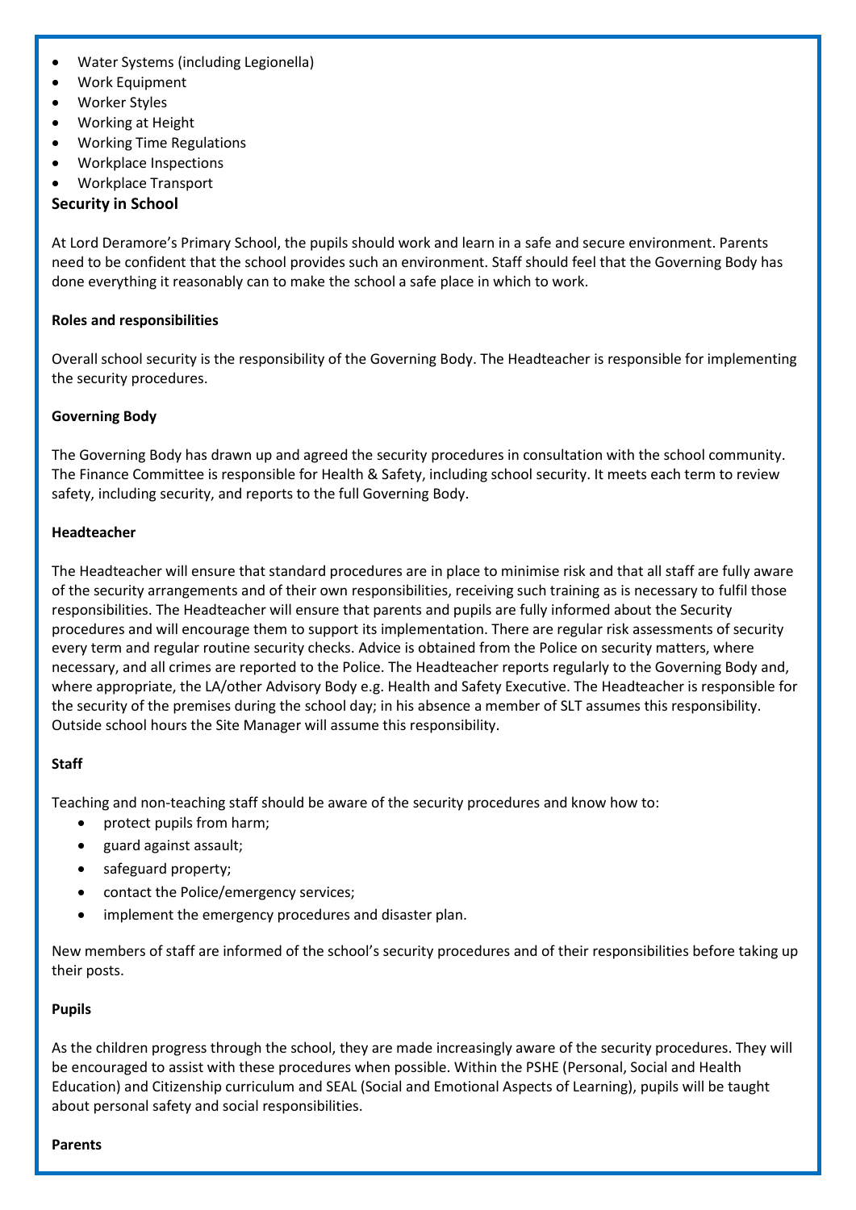- Water Systems (including Legionella)
- Work Equipment
- Worker Styles
- Working at Height
- Working Time Regulations
- Workplace Inspections
- Workplace Transport

## Security in School

At Lord Deramore's Primary School, the pupils should work and learn in a safe and secure environment. Parents need to be confident that the school provides such an environment. Staff should feel that the Governing Body has done everything it reasonably can to make the school a safe place in which to work.

### Roles and responsibilities

Overall school security is the responsibility of the Governing Body. The Headteacher is responsible for implementing the security procedures.

### Governing Body

The Governing Body has drawn up and agreed the security procedures in consultation with the school community. The Finance Committee is responsible for Health & Safety, including school security. It meets each term to review safety, including security, and reports to the full Governing Body.

### Headteacher

The Headteacher will ensure that standard procedures are in place to minimise risk and that all staff are fully aware of the security arrangements and of their own responsibilities, receiving such training as is necessary to fulfil those responsibilities. The Headteacher will ensure that parents and pupils are fully informed about the Security procedures and will encourage them to support its implementation. There are regular risk assessments of security every term and regular routine security checks. Advice is obtained from the Police on security matters, where necessary, and all crimes are reported to the Police. The Headteacher reports regularly to the Governing Body and, where appropriate, the LA/other Advisory Body e.g. Health and Safety Executive. The Headteacher is responsible for the security of the premises during the school day; in his absence a member of SLT assumes this responsibility. Outside school hours the Site Manager will assume this responsibility.

### Staff

Teaching and non-teaching staff should be aware of the security procedures and know how to:

- protect pupils from harm;
- guard against assault;
- safeguard property;
- contact the Police/emergency services;
- implement the emergency procedures and disaster plan.

New members of staff are informed of the school's security procedures and of their responsibilities before taking up their posts.

### Pupils

As the children progress through the school, they are made increasingly aware of the security procedures. They will be encouraged to assist with these procedures when possible. Within the PSHE (Personal, Social and Health Education) and Citizenship curriculum and SEAL (Social and Emotional Aspects of Learning), pupils will be taught about personal safety and social responsibilities.

### Parents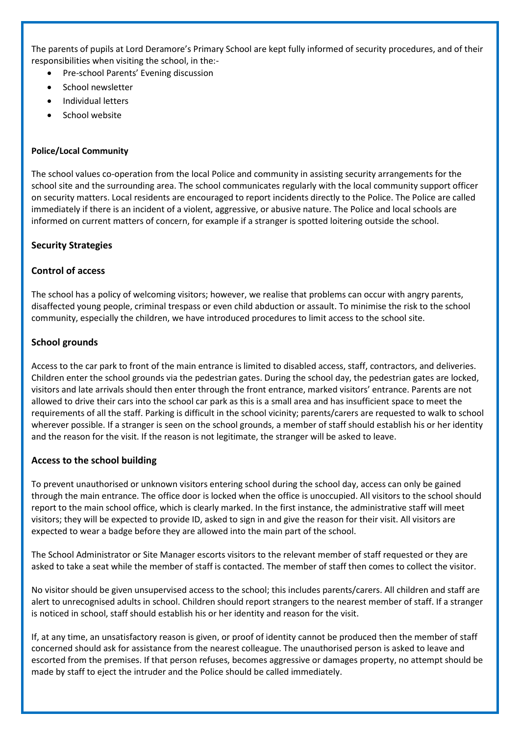The parents of pupils at Lord Deramore's Primary School are kept fully informed of security procedures, and of their responsibilities when visiting the school, in the:-

- Pre-school Parents' Evening discussion
- School newsletter
- Individual letters
- School website

**Police/Local Community**

The school values co-operation from the local Police and community in assisting security arrangements for the school site and the surrounding area. The school communicates regularly with the local community support officer on security matters. Local residents are encouraged to report incidents directly to the Police. The Police are called immediately if there is an incident of a violent, aggressive, or abusive nature. The Police and local schools are informed on current matters of concern, for example if a stranger is spotted loitering outside the school.

## Security Strategies

### Control of access

The school has a policy of welcoming visitors; however, we realise that problems can occur with angry parents, disaffected young people, criminal trespass or even child abduction or assault. To minimise the risk to the school community, especially the children, we have introduced procedures to limit access to the school site.

### School grounds

Access to the car park to front of the main entrance is limited to disabled access, staff, contractors, and deliveries. Children enter the school grounds via the pedestrian gates. During the school day, the pedestrian gates are locked, visitors and late arrivals should then enter through the front entrance, marked visitors' entrance. Parents are not allowed to drive their cars into the school car park as this is a small area and has insufficient space to meet the requirements of all the staff. Parking is difficult in the school vicinity; parents/carers are requested to walk to school wherever possible. If a stranger is seen on the school grounds, a member of staff should establish his or her identity and the reason for the visit. If the reason is not legitimate, the stranger will be asked to leave.

### Access to the school building

To prevent unauthorised or unknown visitors entering school during the school day, access can only be gained through the main entrance. The office door is locked when the office is unoccupied. All visitors to the school should report to the main school office, which is clearly marked. In the first instance, the administrative staff will meet visitors; they will be expected to provide ID, asked to sign in and give the reason for their visit. All visitors are expected to wear a badge before they are allowed into the main part of the school.

The School Administrator or Site Manager escorts visitors to the relevant member of staff requested or they are asked to take a seat while the member of staff is contacted. The member of staff then comes to collect the visitor.

No visitor should be given unsupervised access to the school; this includes parents/carers. All children and staff are alert to unrecognised adults in school. Children should report strangers to the nearest member of staff. If a stranger is noticed in school, staff should establish his or her identity and reason for the visit.

If, at any time, an unsatisfactory reason is given, or proof of identity cannot be produced then the member of staff concerned should ask for assistance from the nearest colleague. The unauthorised person is asked to leave and escorted from the premises. If that person refuses, becomes aggressive or damages property, no attempt should be made by staff to eject the intruder and the Police should be called immediately.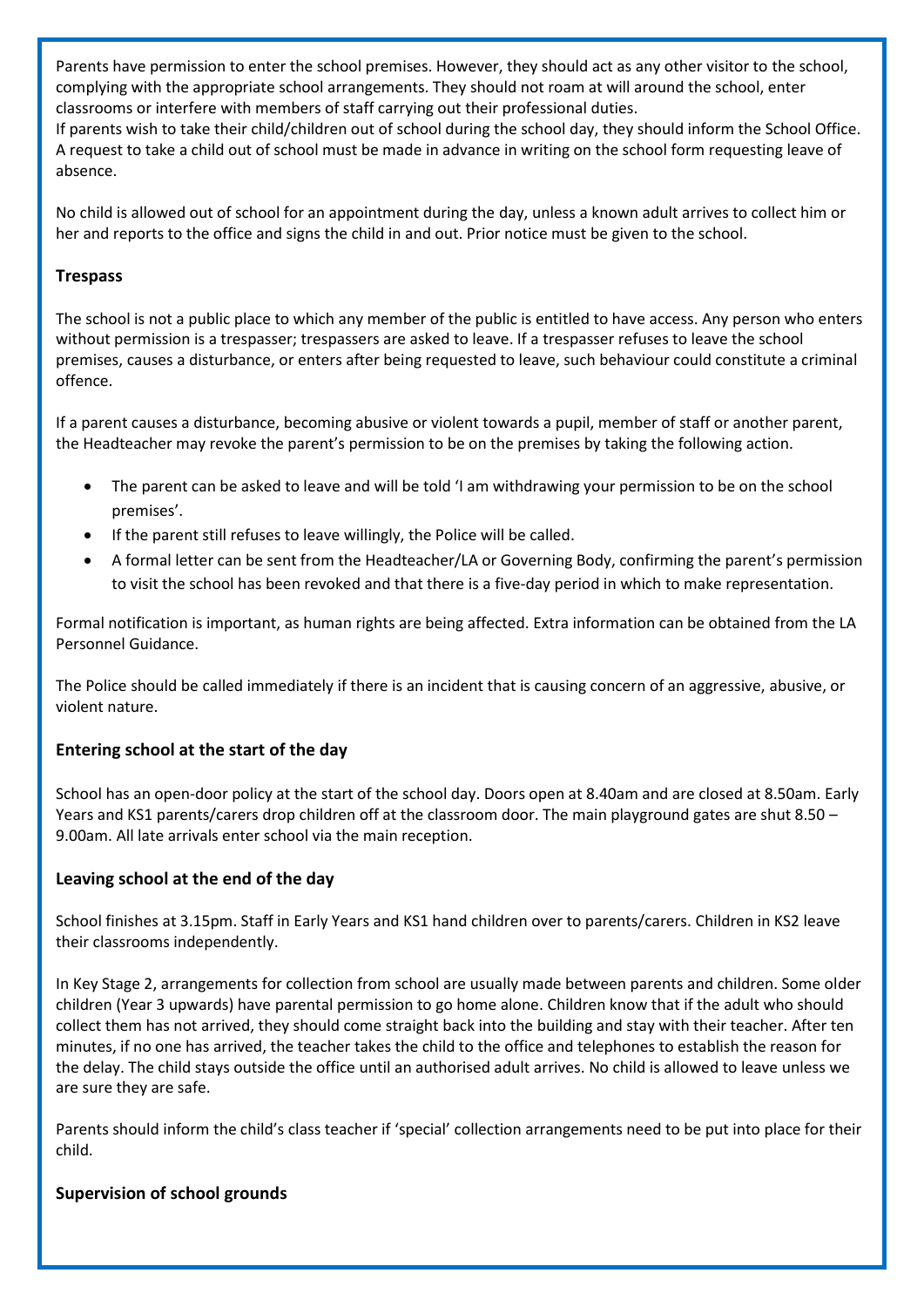Parents have permission to enter the school premises. However, they should act as any other visitor to the school, complying with the appropriate school arrangements. They should not roam at will around the school, enter classrooms or interfere with members of staff carrying out their professional duties.
If parents wish to take their child/children out of school during the school day, they should inform the School Office. A request to take a child out of school must be made in advance in writing on the school form requesting leave of absence.

No child is allowed out of school for an appointment during the day, unless a known adult arrives to collect him or her and reports to the office and signs the child in and out. Prior notice must be given to the school.

### Trespass

The school is not a public place to which any member of the public is entitled to have access. Any person who enters without permission is a trespasser; trespassers are asked to leave. If a trespasser refuses to leave the school premises, causes a disturbance, or enters after being requested to leave, such behaviour could constitute a criminal offence.

If a parent causes a disturbance, becoming abusive or violent towards a pupil, member of staff or another parent, the Headteacher may revoke the parent's permission to be on the premises by taking the following action.

- The parent can be asked to leave and will be told 'I am withdrawing your permission to be on the school premises'.
- If the parent still refuses to leave willingly, the Police will be called.
- A formal letter can be sent from the Headteacher/LA or Governing Body, confirming the parent's permission to visit the school has been revoked and that there is a five-day period in which to make representation.

Formal notification is important, as human rights are being affected. Extra information can be obtained from the LA Personnel Guidance.

The Police should be called immediately if there is an incident that is causing concern of an aggressive, abusive, or violent nature.

### Entering school at the start of the day

School has an open-door policy at the start of the school day. Doors open at 8.40am and are closed at 8.50am. Early Years and KS1 parents/carers drop children off at the classroom door. The main playground gates are shut 8.50 – 9.00am. All late arrivals enter school via the main reception.

### Leaving school at the end of the day

School finishes at 3.15pm. Staff in Early Years and KS1 hand children over to parents/carers. Children in KS2 leave their classrooms independently.

In Key Stage 2, arrangements for collection from school are usually made between parents and children. Some older children (Year 3 upwards) have parental permission to go home alone. Children know that if the adult who should collect them has not arrived, they should come straight back into the building and stay with their teacher. After ten minutes, if no one has arrived, the teacher takes the child to the office and telephones to establish the reason for the delay. The child stays outside the office until an authorised adult arrives. No child is allowed to leave unless we are sure they are safe.

Parents should inform the child's class teacher if 'special' collection arrangements need to be put into place for their child.

### Supervision of school grounds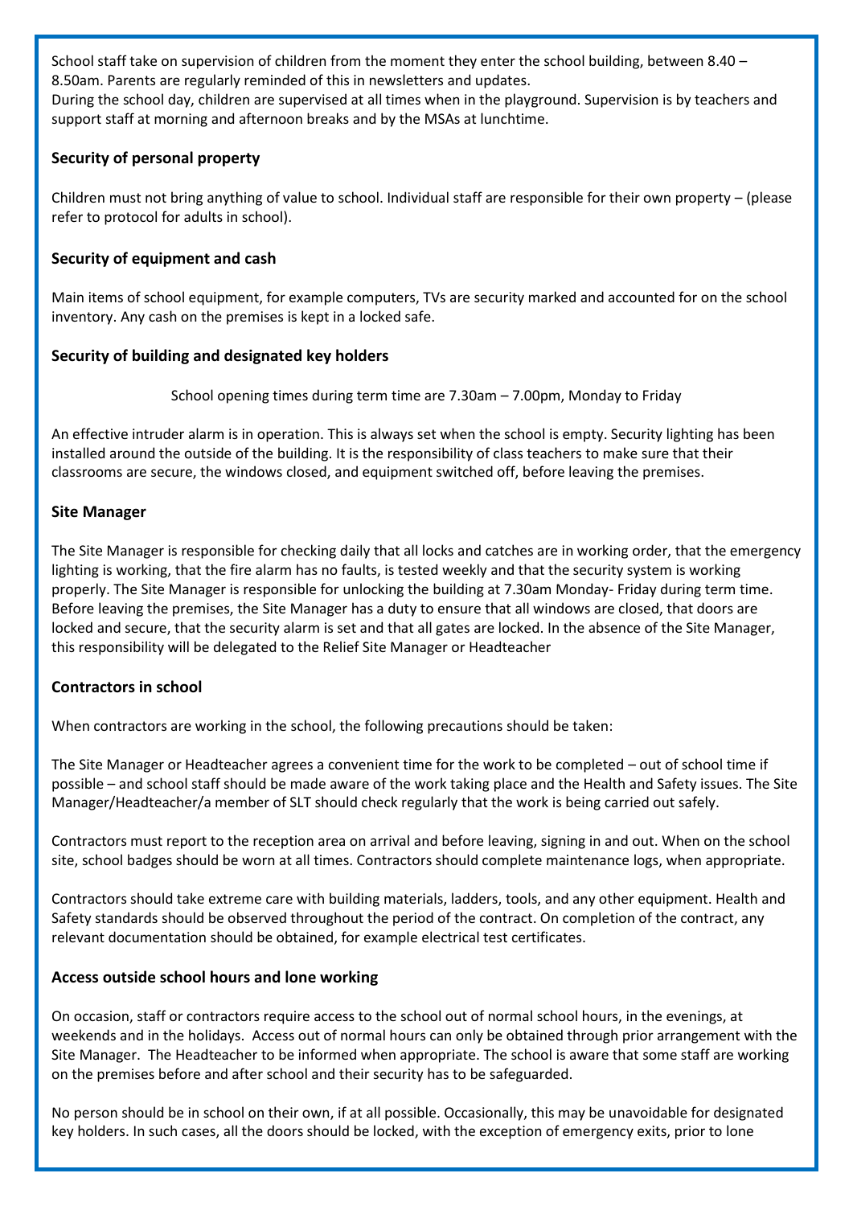School staff take on supervision of children from the moment they enter the school building, between 8.40 – 8.50am. Parents are regularly reminded of this in newsletters and updates.
During the school day, children are supervised at all times when in the playground. Supervision is by teachers and support staff at morning and afternoon breaks and by the MSAs at lunchtime.

### Security of personal property

Children must not bring anything of value to school. Individual staff are responsible for their own property – (please refer to protocol for adults in school).

### Security of equipment and cash

Main items of school equipment, for example computers, TVs are security marked and accounted for on the school inventory. Any cash on the premises is kept in a locked safe.

### Security of building and designated key holders

School opening times during term time are 7.30am – 7.00pm, Monday to Friday

An effective intruder alarm is in operation. This is always set when the school is empty. Security lighting has been installed around the outside of the building. It is the responsibility of class teachers to make sure that their classrooms are secure, the windows closed, and equipment switched off, before leaving the premises.

### Site Manager

The Site Manager is responsible for checking daily that all locks and catches are in working order, that the emergency lighting is working, that the fire alarm has no faults, is tested weekly and that the security system is working properly. The Site Manager is responsible for unlocking the building at 7.30am Monday- Friday during term time. Before leaving the premises, the Site Manager has a duty to ensure that all windows are closed, that doors are locked and secure, that the security alarm is set and that all gates are locked. In the absence of the Site Manager, this responsibility will be delegated to the Relief Site Manager or Headteacher

### Contractors in school

When contractors are working in the school, the following precautions should be taken:

The Site Manager or Headteacher agrees a convenient time for the work to be completed – out of school time if possible – and school staff should be made aware of the work taking place and the Health and Safety issues. The Site Manager/Headteacher/a member of SLT should check regularly that the work is being carried out safely.

Contractors must report to the reception area on arrival and before leaving, signing in and out. When on the school site, school badges should be worn at all times. Contractors should complete maintenance logs, when appropriate.

Contractors should take extreme care with building materials, ladders, tools, and any other equipment. Health and Safety standards should be observed throughout the period of the contract. On completion of the contract, any relevant documentation should be obtained, for example electrical test certificates.

### Access outside school hours and lone working

On occasion, staff or contractors require access to the school out of normal school hours, in the evenings, at weekends and in the holidays. Access out of normal hours can only be obtained through prior arrangement with the Site Manager. The Headteacher to be informed when appropriate. The school is aware that some staff are working on the premises before and after school and their security has to be safeguarded.

No person should be in school on their own, if at all possible. Occasionally, this may be unavoidable for designated key holders. In such cases, all the doors should be locked, with the exception of emergency exits, prior to lone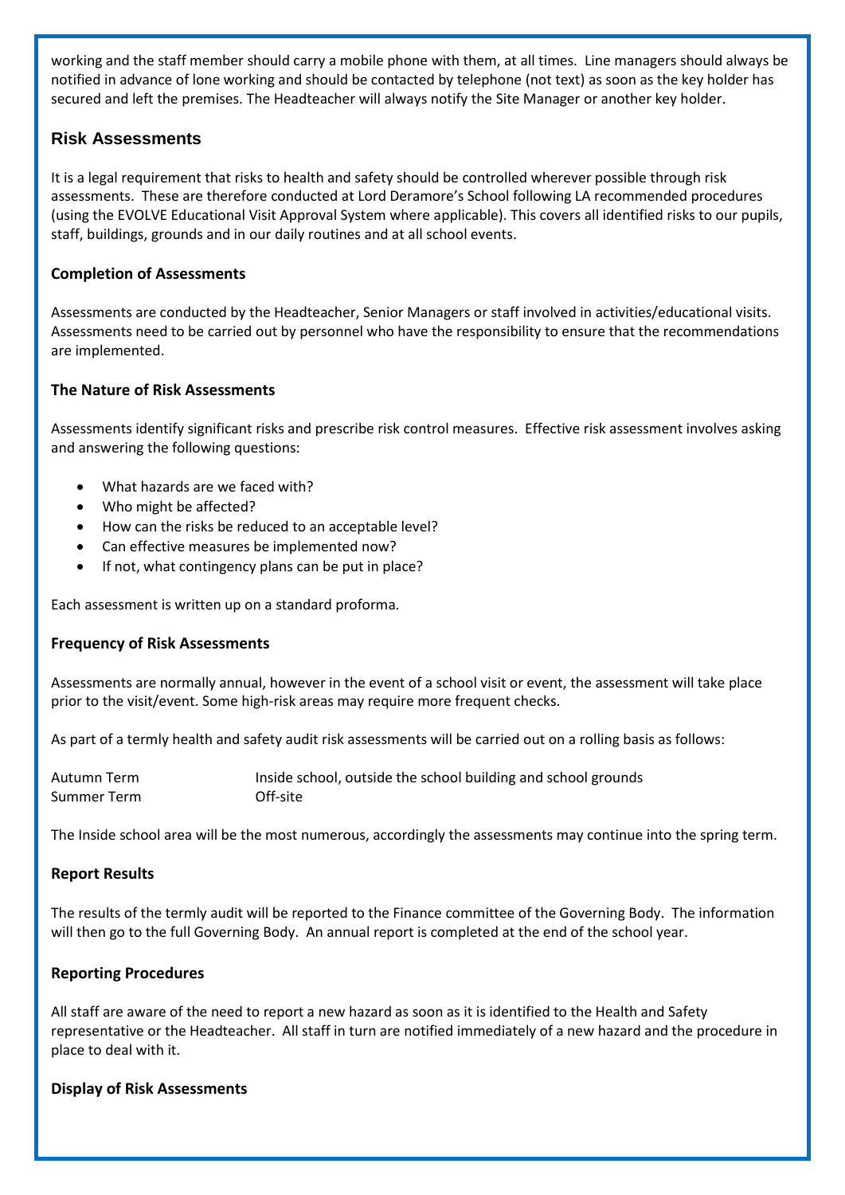working and the staff member should carry a mobile phone with them, at all times. Line managers should always be notified in advance of lone working and should be contacted by telephone (not text) as soon as the key holder has secured and left the premises. The Headteacher will always notify the Site Manager or another key holder.

## Risk Assessments

It is a legal requirement that risks to health and safety should be controlled wherever possible through risk assessments. These are therefore conducted at Lord Deramore's School following LA recommended procedures (using the EVOLVE Educational Visit Approval System where applicable). This covers all identified risks to our pupils, staff, buildings, grounds and in our daily routines and at all school events.

### Completion of Assessments

Assessments are conducted by the Headteacher, Senior Managers or staff involved in activities/educational visits. Assessments need to be carried out by personnel who have the responsibility to ensure that the recommendations are implemented.

### The Nature of Risk Assessments

Assessments identify significant risks and prescribe risk control measures. Effective risk assessment involves asking and answering the following questions:

- What hazards are we faced with?
- Who might be affected?
- How can the risks be reduced to an acceptable level?
- Can effective measures be implemented now?
- If not, what contingency plans can be put in place?

Each assessment is written up on a standard proforma.

### Frequency of Risk Assessments

Assessments are normally annual, however in the event of a school visit or event, the assessment will take place prior to the visit/event. Some high-risk areas may require more frequent checks.

As part of a termly health and safety audit risk assessments will be carried out on a rolling basis as follows:

| | |
|---|---|
| Autumn Term | Inside school, outside the school building and school grounds |
| Summer Term | Off-site |

The Inside school area will be the most numerous, accordingly the assessments may continue into the spring term.

### Report Results

The results of the termly audit will be reported to the Finance committee of the Governing Body. The information will then go to the full Governing Body. An annual report is completed at the end of the school year.

### Reporting Procedures

All staff are aware of the need to report a new hazard as soon as it is identified to the Health and Safety representative or the Headteacher. All staff in turn are notified immediately of a new hazard and the procedure in place to deal with it.

### Display of Risk Assessments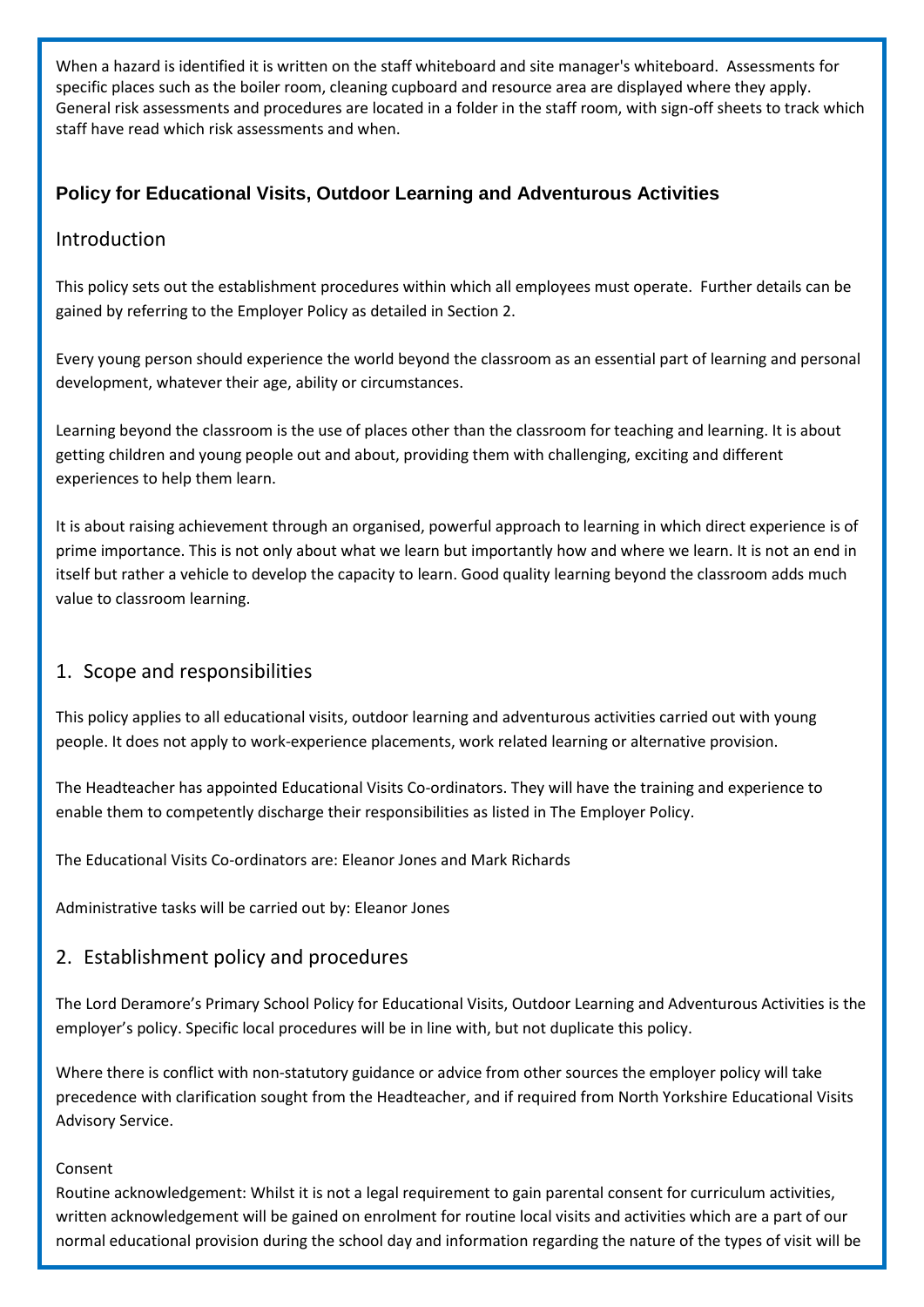When a hazard is identified it is written on the staff whiteboard and site manager's whiteboard. Assessments for specific places such as the boiler room, cleaning cupboard and resource area are displayed where they apply. General risk assessments and procedures are located in a folder in the staff room, with sign-off sheets to track which staff have read which risk assessments and when.

## Policy for Educational Visits, Outdoor Learning and Adventurous Activities

### Introduction

This policy sets out the establishment procedures within which all employees must operate. Further details can be gained by referring to the Employer Policy as detailed in Section 2.

Every young person should experience the world beyond the classroom as an essential part of learning and personal development, whatever their age, ability or circumstances.

Learning beyond the classroom is the use of places other than the classroom for teaching and learning. It is about getting children and young people out and about, providing them with challenging, exciting and different experiences to help them learn.

It is about raising achievement through an organised, powerful approach to learning in which direct experience is of prime importance. This is not only about what we learn but importantly how and where we learn. It is not an end in itself but rather a vehicle to develop the capacity to learn. Good quality learning beyond the classroom adds much value to classroom learning.

### 1. Scope and responsibilities

This policy applies to all educational visits, outdoor learning and adventurous activities carried out with young people. It does not apply to work-experience placements, work related learning or alternative provision.

The Headteacher has appointed Educational Visits Co-ordinators. They will have the training and experience to enable them to competently discharge their responsibilities as listed in The Employer Policy.

The Educational Visits Co-ordinators are: Eleanor Jones and Mark Richards

Administrative tasks will be carried out by: Eleanor Jones

### 2. Establishment policy and procedures

The Lord Deramore's Primary School Policy for Educational Visits, Outdoor Learning and Adventurous Activities is the employer's policy. Specific local procedures will be in line with, but not duplicate this policy.

Where there is conflict with non-statutory guidance or advice from other sources the employer policy will take precedence with clarification sought from the Headteacher, and if required from North Yorkshire Educational Visits Advisory Service.

Consent

Routine acknowledgement: Whilst it is not a legal requirement to gain parental consent for curriculum activities, written acknowledgement will be gained on enrolment for routine local visits and activities which are a part of our normal educational provision during the school day and information regarding the nature of the types of visit will be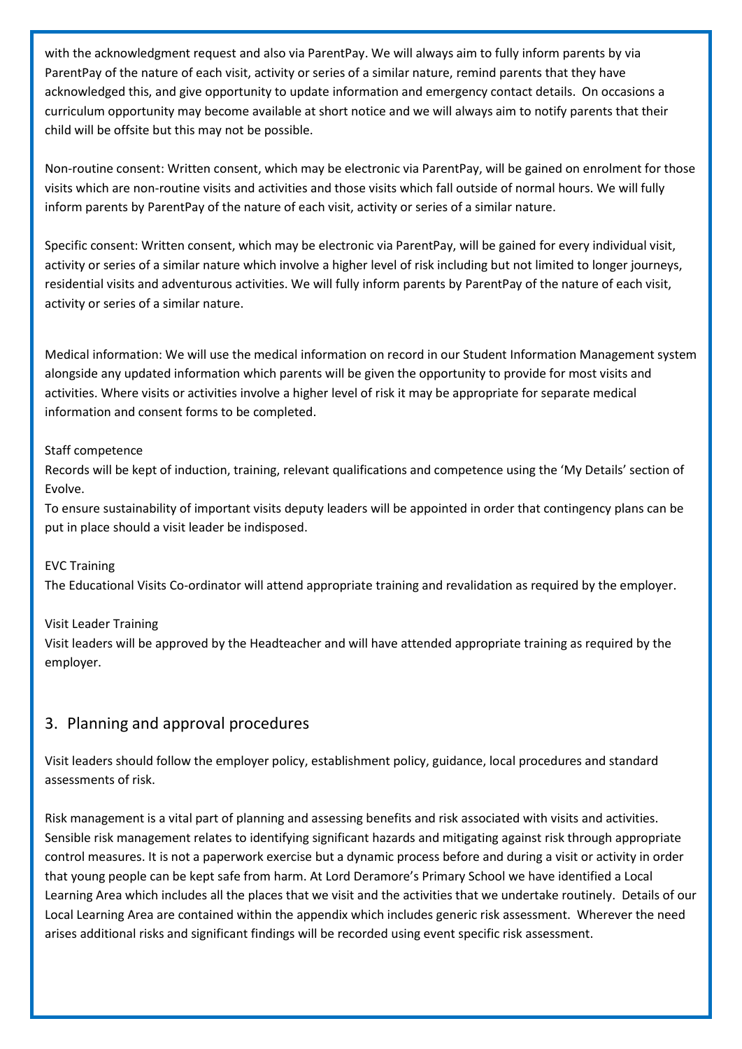with the acknowledgment request and also via ParentPay. We will always aim to fully inform parents by via ParentPay of the nature of each visit, activity or series of a similar nature, remind parents that they have acknowledged this, and give opportunity to update information and emergency contact details. On occasions a curriculum opportunity may become available at short notice and we will always aim to notify parents that their child will be offsite but this may not be possible.

Non-routine consent: Written consent, which may be electronic via ParentPay, will be gained on enrolment for those visits which are non-routine visits and activities and those visits which fall outside of normal hours. We will fully inform parents by ParentPay of the nature of each visit, activity or series of a similar nature.

Specific consent: Written consent, which may be electronic via ParentPay, will be gained for every individual visit, activity or series of a similar nature which involve a higher level of risk including but not limited to longer journeys, residential visits and adventurous activities. We will fully inform parents by ParentPay of the nature of each visit, activity or series of a similar nature.

Medical information: We will use the medical information on record in our Student Information Management system alongside any updated information which parents will be given the opportunity to provide for most visits and activities. Where visits or activities involve a higher level of risk it may be appropriate for separate medical information and consent forms to be completed.

Staff competence

Records will be kept of induction, training, relevant qualifications and competence using the 'My Details' section of Evolve.

To ensure sustainability of important visits deputy leaders will be appointed in order that contingency plans can be put in place should a visit leader be indisposed.

EVC Training

The Educational Visits Co-ordinator will attend appropriate training and revalidation as required by the employer.

Visit Leader Training

Visit leaders will be approved by the Headteacher and will have attended appropriate training as required by the employer.

## 3. Planning and approval procedures

Visit leaders should follow the employer policy, establishment policy, guidance, local procedures and standard assessments of risk.

Risk management is a vital part of planning and assessing benefits and risk associated with visits and activities. Sensible risk management relates to identifying significant hazards and mitigating against risk through appropriate control measures. It is not a paperwork exercise but a dynamic process before and during a visit or activity in order that young people can be kept safe from harm. At Lord Deramore's Primary School we have identified a Local Learning Area which includes all the places that we visit and the activities that we undertake routinely. Details of our Local Learning Area are contained within the appendix which includes generic risk assessment. Wherever the need arises additional risks and significant findings will be recorded using event specific risk assessment.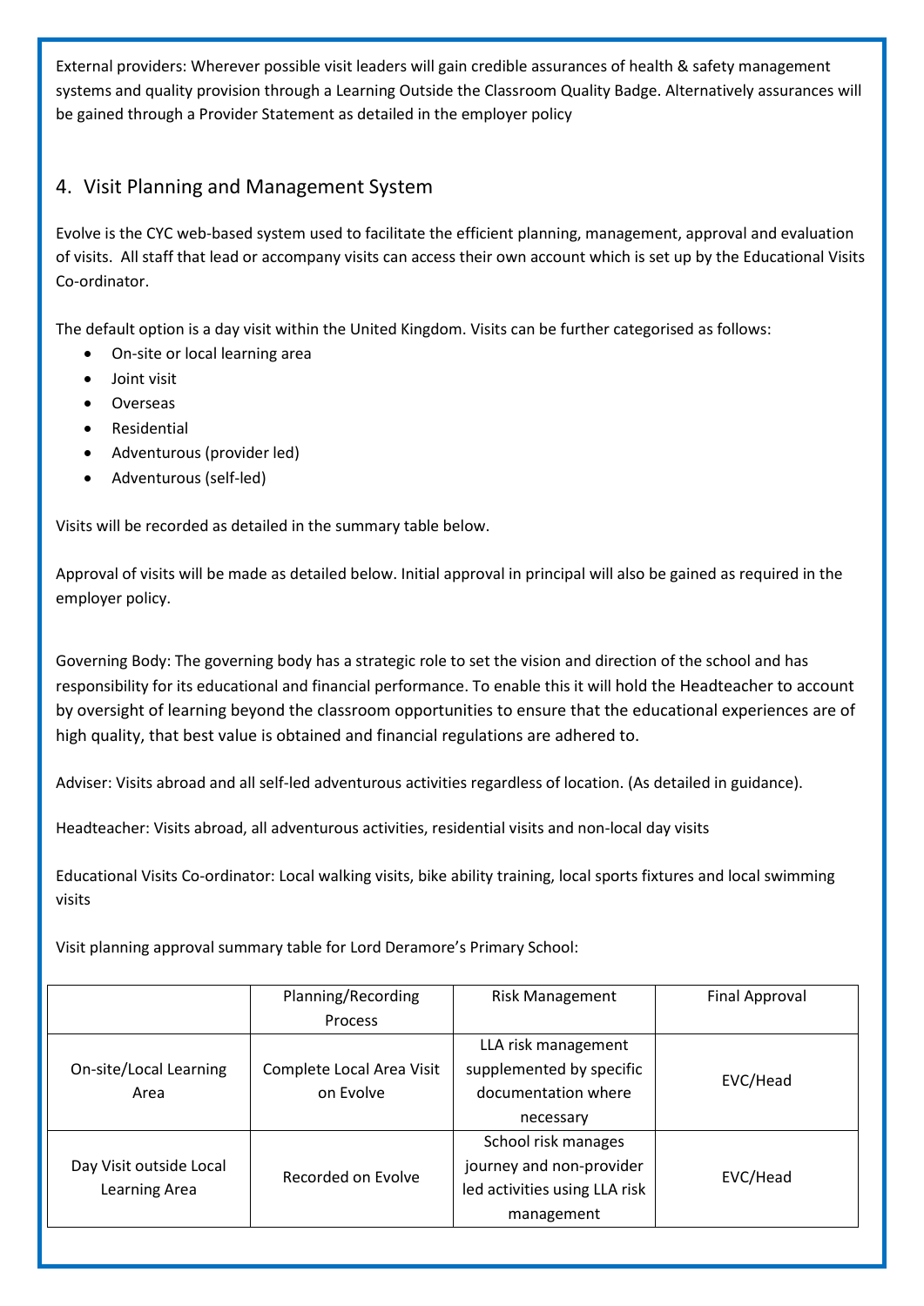External providers: Wherever possible visit leaders will gain credible assurances of health & safety management systems and quality provision through a Learning Outside the Classroom Quality Badge. Alternatively assurances will be gained through a Provider Statement as detailed in the employer policy

## 4. Visit Planning and Management System

Evolve is the CYC web-based system used to facilitate the efficient planning, management, approval and evaluation of visits. All staff that lead or accompany visits can access their own account which is set up by the Educational Visits Co-ordinator.

The default option is a day visit within the United Kingdom. Visits can be further categorised as follows:

- On-site or local learning area
- Joint visit
- Overseas
- Residential
- Adventurous (provider led)
- Adventurous (self-led)

Visits will be recorded as detailed in the summary table below.

Approval of visits will be made as detailed below. Initial approval in principal will also be gained as required in the employer policy.

Governing Body: The governing body has a strategic role to set the vision and direction of the school and has responsibility for its educational and financial performance. To enable this it will hold the Headteacher to account by oversight of learning beyond the classroom opportunities to ensure that the educational experiences are of high quality, that best value is obtained and financial regulations are adhered to.

Adviser: Visits abroad and all self-led adventurous activities regardless of location. (As detailed in guidance).

Headteacher: Visits abroad, all adventurous activities, residential visits and non-local day visits

Educational Visits Co-ordinator: Local walking visits, bike ability training, local sports fixtures and local swimming visits

Visit planning approval summary table for Lord Deramore's Primary School:

| | Planning/Recording Process | Risk Management | Final Approval |
|---|---|---|---|
| On-site/Local Learning Area | Complete Local Area Visit on Evolve | LLA risk management supplemented by specific documentation where necessary | EVC/Head |
| Day Visit outside Local Learning Area | Recorded on Evolve | School risk manages journey and non-provider led activities using LLA risk management | EVC/Head |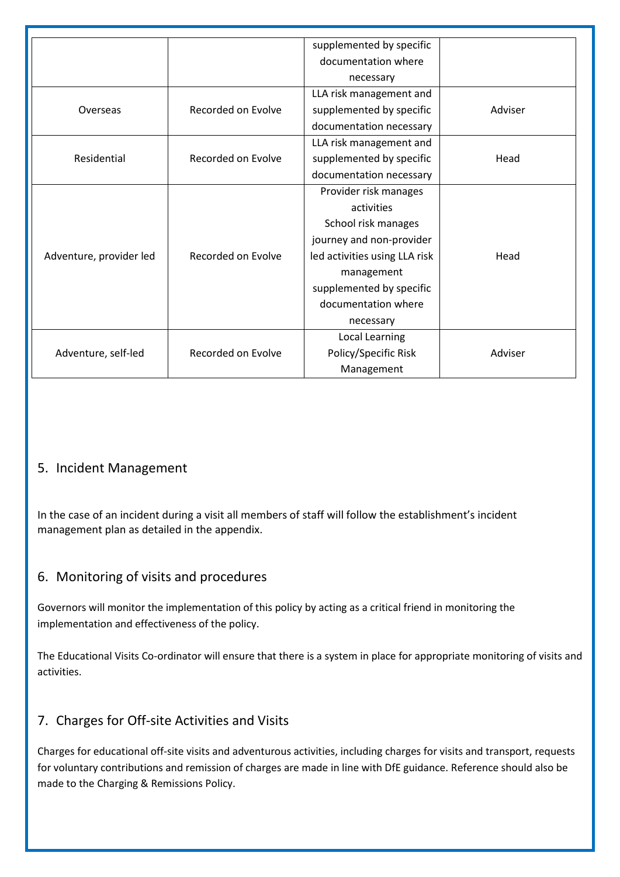| | | supplemented by specific documentation where necessary | |
|---|---|---|---|
| Overseas | Recorded on Evolve | LLA risk management and supplemented by specific documentation necessary | Adviser |
| Residential | Recorded on Evolve | LLA risk management and supplemented by specific documentation necessary | Head |
| Adventure, provider led | Recorded on Evolve | Provider risk manages activities School risk manages journey and non-provider led activities using LLA risk management supplemented by specific documentation where necessary | Head |
| Adventure, self-led | Recorded on Evolve | Local Learning Policy/Specific Risk Management | Adviser |

## 5. Incident Management

In the case of an incident during a visit all members of staff will follow the establishment's incident management plan as detailed in the appendix.

## 6. Monitoring of visits and procedures

Governors will monitor the implementation of this policy by acting as a critical friend in monitoring the implementation and effectiveness of the policy.

The Educational Visits Co-ordinator will ensure that there is a system in place for appropriate monitoring of visits and activities.

## 7. Charges for Off-site Activities and Visits

Charges for educational off-site visits and adventurous activities, including charges for visits and transport, requests for voluntary contributions and remission of charges are made in line with DfE guidance. Reference should also be made to the Charging & Remissions Policy.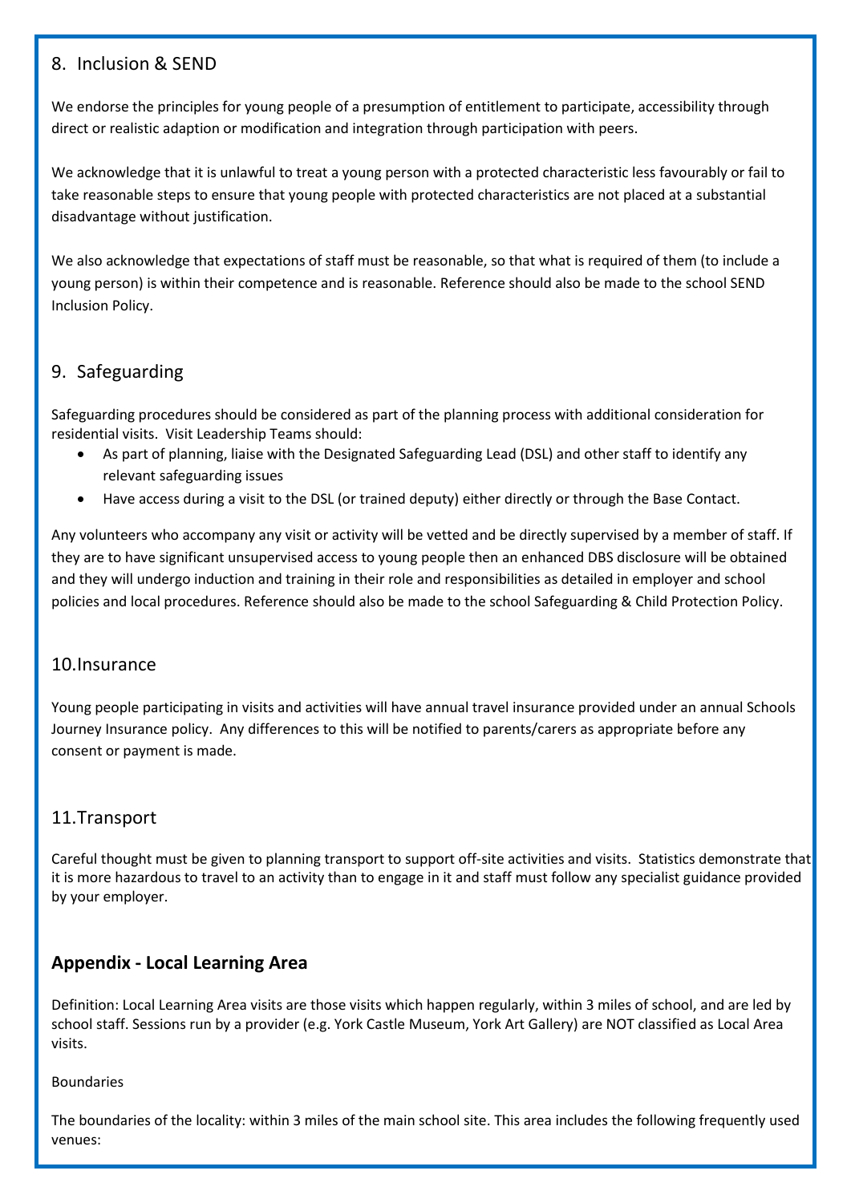## 8. Inclusion & SEND

We endorse the principles for young people of a presumption of entitlement to participate, accessibility through direct or realistic adaption or modification and integration through participation with peers.

We acknowledge that it is unlawful to treat a young person with a protected characteristic less favourably or fail to take reasonable steps to ensure that young people with protected characteristics are not placed at a substantial disadvantage without justification.

We also acknowledge that expectations of staff must be reasonable, so that what is required of them (to include a young person) is within their competence and is reasonable. Reference should also be made to the school SEND Inclusion Policy.

## 9. Safeguarding

Safeguarding procedures should be considered as part of the planning process with additional consideration for residential visits. Visit Leadership Teams should:

- As part of planning, liaise with the Designated Safeguarding Lead (DSL) and other staff to identify any relevant safeguarding issues
- Have access during a visit to the DSL (or trained deputy) either directly or through the Base Contact.

Any volunteers who accompany any visit or activity will be vetted and be directly supervised by a member of staff. If they are to have significant unsupervised access to young people then an enhanced DBS disclosure will be obtained and they will undergo induction and training in their role and responsibilities as detailed in employer and school policies and local procedures. Reference should also be made to the school Safeguarding & Child Protection Policy.

## 10. Insurance

Young people participating in visits and activities will have annual travel insurance provided under an annual Schools Journey Insurance policy. Any differences to this will be notified to parents/carers as appropriate before any consent or payment is made.

## 11. Transport

Careful thought must be given to planning transport to support off-site activities and visits. Statistics demonstrate that it is more hazardous to travel to an activity than to engage in it and staff must follow any specialist guidance provided by your employer.

## Appendix - Local Learning Area

Definition: Local Learning Area visits are those visits which happen regularly, within 3 miles of school, and are led by school staff. Sessions run by a provider (e.g. York Castle Museum, York Art Gallery) are NOT classified as Local Area visits.

Boundaries

The boundaries of the locality: within 3 miles of the main school site. This area includes the following frequently used venues: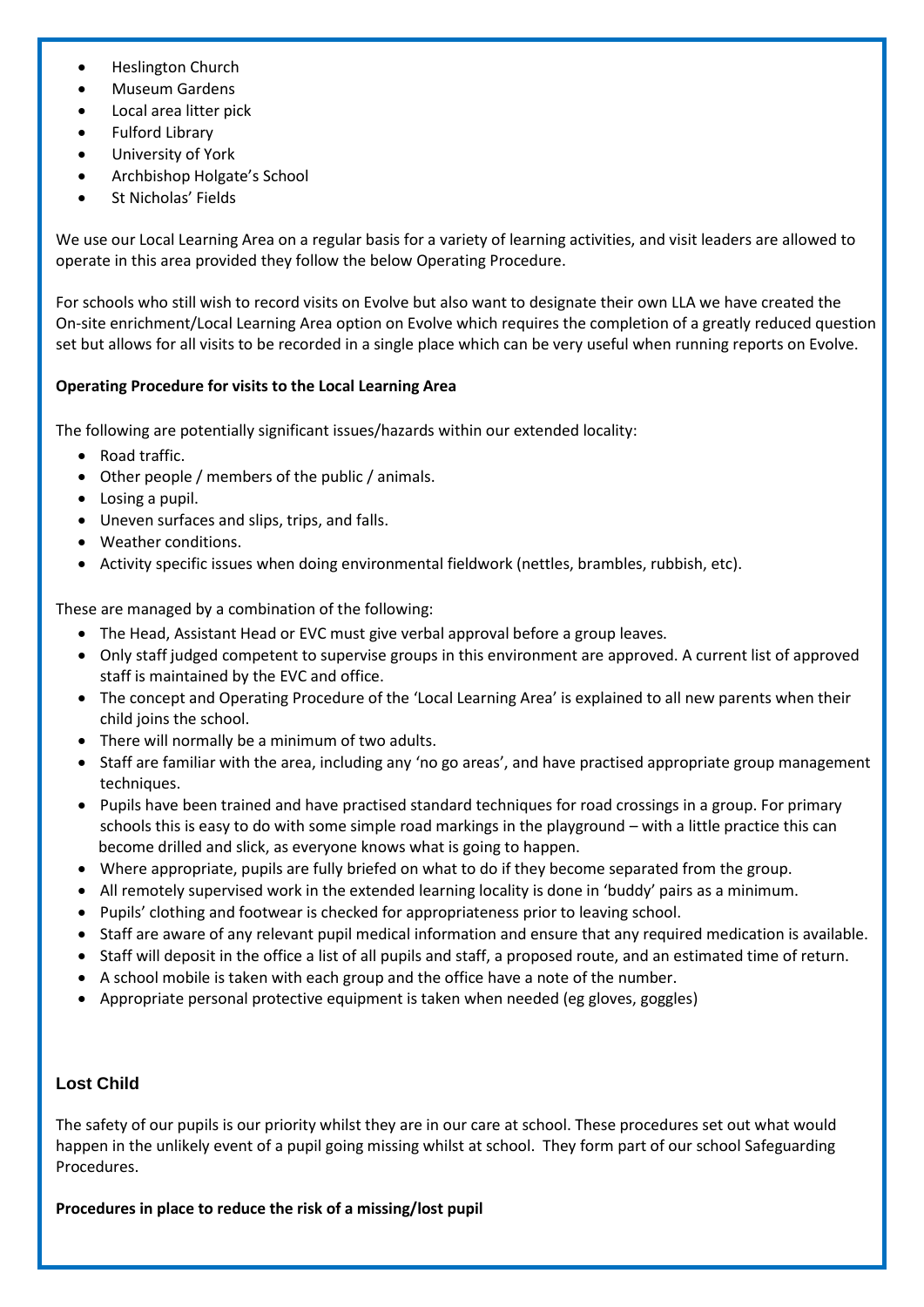- Heslington Church
- Museum Gardens
- Local area litter pick
- Fulford Library
- University of York
- Archbishop Holgate's School
- St Nicholas' Fields

We use our Local Learning Area on a regular basis for a variety of learning activities, and visit leaders are allowed to operate in this area provided they follow the below Operating Procedure.

For schools who still wish to record visits on Evolve but also want to designate their own LLA we have created the On-site enrichment/Local Learning Area option on Evolve which requires the completion of a greatly reduced question set but allows for all visits to be recorded in a single place which can be very useful when running reports on Evolve.

**Operating Procedure for visits to the Local Learning Area**

The following are potentially significant issues/hazards within our extended locality:

- Road traffic.
- Other people / members of the public / animals.
- Losing a pupil.
- Uneven surfaces and slips, trips, and falls.
- Weather conditions.
- Activity specific issues when doing environmental fieldwork (nettles, brambles, rubbish, etc).

These are managed by a combination of the following:

- The Head, Assistant Head or EVC must give verbal approval before a group leaves.
- Only staff judged competent to supervise groups in this environment are approved. A current list of approved staff is maintained by the EVC and office.
- The concept and Operating Procedure of the 'Local Learning Area' is explained to all new parents when their child joins the school.
- There will normally be a minimum of two adults.
- Staff are familiar with the area, including any 'no go areas', and have practised appropriate group management techniques.
- Pupils have been trained and have practised standard techniques for road crossings in a group. For primary schools this is easy to do with some simple road markings in the playground – with a little practice this can become drilled and slick, as everyone knows what is going to happen.
- Where appropriate, pupils are fully briefed on what to do if they become separated from the group.
- All remotely supervised work in the extended learning locality is done in 'buddy' pairs as a minimum.
- Pupils' clothing and footwear is checked for appropriateness prior to leaving school.
- Staff are aware of any relevant pupil medical information and ensure that any required medication is available.
- Staff will deposit in the office a list of all pupils and staff, a proposed route, and an estimated time of return.
- A school mobile is taken with each group and the office have a note of the number.
- Appropriate personal protective equipment is taken when needed (eg gloves, goggles)

## Lost Child

The safety of our pupils is our priority whilst they are in our care at school. These procedures set out what would happen in the unlikely event of a pupil going missing whilst at school. They form part of our school Safeguarding Procedures.

**Procedures in place to reduce the risk of a missing/lost pupil**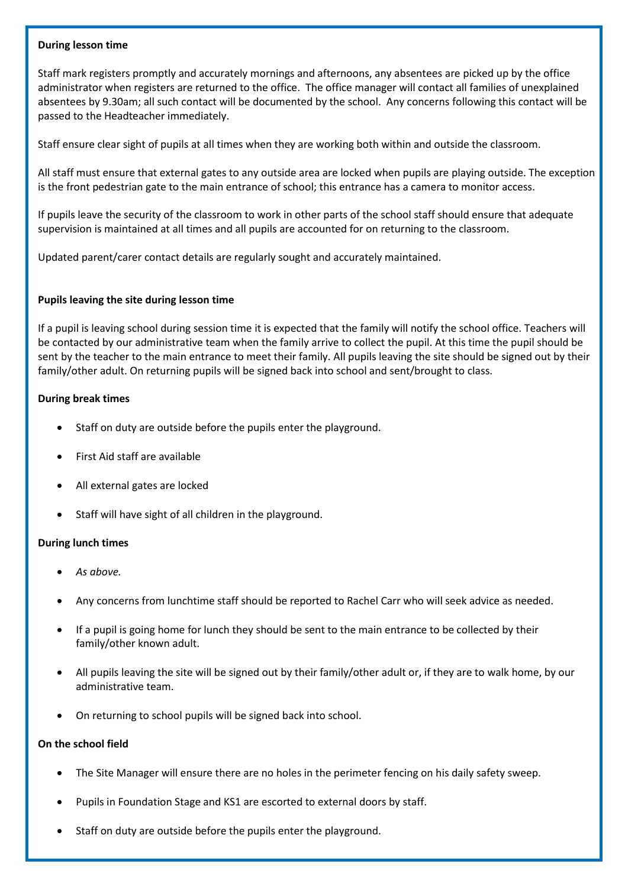**During lesson time**

Staff mark registers promptly and accurately mornings and afternoons, any absentees are picked up by the office administrator when registers are returned to the office. The office manager will contact all families of unexplained absentees by 9.30am; all such contact will be documented by the school. Any concerns following this contact will be passed to the Headteacher immediately.

Staff ensure clear sight of pupils at all times when they are working both within and outside the classroom.

All staff must ensure that external gates to any outside area are locked when pupils are playing outside. The exception is the front pedestrian gate to the main entrance of school; this entrance has a camera to monitor access.

If pupils leave the security of the classroom to work in other parts of the school staff should ensure that adequate supervision is maintained at all times and all pupils are accounted for on returning to the classroom.

Updated parent/carer contact details are regularly sought and accurately maintained.

**Pupils leaving the site during lesson time**

If a pupil is leaving school during session time it is expected that the family will notify the school office. Teachers will be contacted by our administrative team when the family arrive to collect the pupil. At this time the pupil should be sent by the teacher to the main entrance to meet their family. All pupils leaving the site should be signed out by their family/other adult. On returning pupils will be signed back into school and sent/brought to class.

**During break times**

- Staff on duty are outside before the pupils enter the playground.
- First Aid staff are available
- All external gates are locked
- Staff will have sight of all children in the playground.

**During lunch times**

- *As above.*
- Any concerns from lunchtime staff should be reported to Rachel Carr who will seek advice as needed.
- If a pupil is going home for lunch they should be sent to the main entrance to be collected by their family/other known adult.
- All pupils leaving the site will be signed out by their family/other adult or, if they are to walk home, by our administrative team.
- On returning to school pupils will be signed back into school.

**On the school field**

- The Site Manager will ensure there are no holes in the perimeter fencing on his daily safety sweep.
- Pupils in Foundation Stage and KS1 are escorted to external doors by staff.
- Staff on duty are outside before the pupils enter the playground.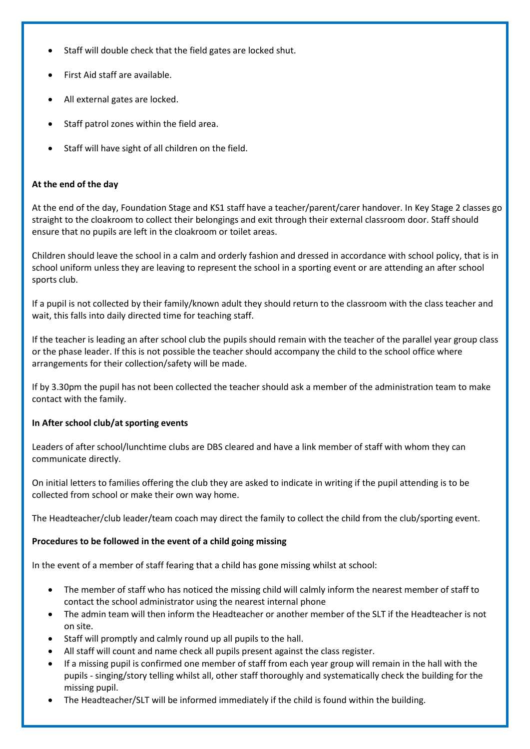- Staff will double check that the field gates are locked shut.
- First Aid staff are available.
- All external gates are locked.
- Staff patrol zones within the field area.
- Staff will have sight of all children on the field.

**At the end of the day**

At the end of the day, Foundation Stage and KS1 staff have a teacher/parent/carer handover. In Key Stage 2 classes go straight to the cloakroom to collect their belongings and exit through their external classroom door. Staff should ensure that no pupils are left in the cloakroom or toilet areas.

Children should leave the school in a calm and orderly fashion and dressed in accordance with school policy, that is in school uniform unless they are leaving to represent the school in a sporting event or are attending an after school sports club.

If a pupil is not collected by their family/known adult they should return to the classroom with the class teacher and wait, this falls into daily directed time for teaching staff.

If the teacher is leading an after school club the pupils should remain with the teacher of the parallel year group class or the phase leader. If this is not possible the teacher should accompany the child to the school office where arrangements for their collection/safety will be made.

If by 3.30pm the pupil has not been collected the teacher should ask a member of the administration team to make contact with the family.

**In After school club/at sporting events**

Leaders of after school/lunchtime clubs are DBS cleared and have a link member of staff with whom they can communicate directly.

On initial letters to families offering the club they are asked to indicate in writing if the pupil attending is to be collected from school or make their own way home.

The Headteacher/club leader/team coach may direct the family to collect the child from the club/sporting event.

**Procedures to be followed in the event of a child going missing**

In the event of a member of staff fearing that a child has gone missing whilst at school:

- The member of staff who has noticed the missing child will calmly inform the nearest member of staff to contact the school administrator using the nearest internal phone
- The admin team will then inform the Headteacher or another member of the SLT if the Headteacher is not on site.
- Staff will promptly and calmly round up all pupils to the hall.
- All staff will count and name check all pupils present against the class register.
- If a missing pupil is confirmed one member of staff from each year group will remain in the hall with the pupils - singing/story telling whilst all, other staff thoroughly and systematically check the building for the missing pupil.
- The Headteacher/SLT will be informed immediately if the child is found within the building.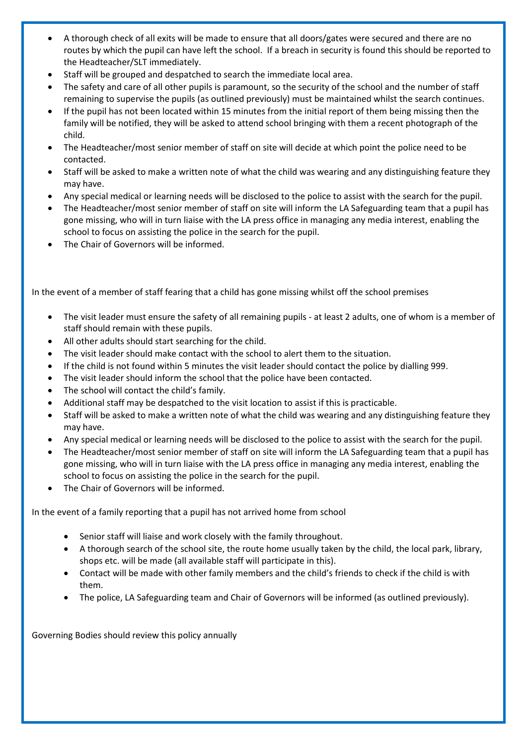- A thorough check of all exits will be made to ensure that all doors/gates were secured and there are no routes by which the pupil can have left the school. If a breach in security is found this should be reported to the Headteacher/SLT immediately.
- Staff will be grouped and despatched to search the immediate local area.
- The safety and care of all other pupils is paramount, so the security of the school and the number of staff remaining to supervise the pupils (as outlined previously) must be maintained whilst the search continues.
- If the pupil has not been located within 15 minutes from the initial report of them being missing then the family will be notified, they will be asked to attend school bringing with them a recent photograph of the child.
- The Headteacher/most senior member of staff on site will decide at which point the police need to be contacted.
- Staff will be asked to make a written note of what the child was wearing and any distinguishing feature they may have.
- Any special medical or learning needs will be disclosed to the police to assist with the search for the pupil.
- The Headteacher/most senior member of staff on site will inform the LA Safeguarding team that a pupil has gone missing, who will in turn liaise with the LA press office in managing any media interest, enabling the school to focus on assisting the police in the search for the pupil.
- The Chair of Governors will be informed.

In the event of a member of staff fearing that a child has gone missing whilst off the school premises

- The visit leader must ensure the safety of all remaining pupils - at least 2 adults, one of whom is a member of staff should remain with these pupils.
- All other adults should start searching for the child.
- The visit leader should make contact with the school to alert them to the situation.
- If the child is not found within 5 minutes the visit leader should contact the police by dialling 999.
- The visit leader should inform the school that the police have been contacted.
- The school will contact the child's family.
- Additional staff may be despatched to the visit location to assist if this is practicable.
- Staff will be asked to make a written note of what the child was wearing and any distinguishing feature they may have.
- Any special medical or learning needs will be disclosed to the police to assist with the search for the pupil.
- The Headteacher/most senior member of staff on site will inform the LA Safeguarding team that a pupil has gone missing, who will in turn liaise with the LA press office in managing any media interest, enabling the school to focus on assisting the police in the search for the pupil.
- The Chair of Governors will be informed.

In the event of a family reporting that a pupil has not arrived home from school

- Senior staff will liaise and work closely with the family throughout.
- A thorough search of the school site, the route home usually taken by the child, the local park, library, shops etc. will be made (all available staff will participate in this).
- Contact will be made with other family members and the child's friends to check if the child is with them.
- The police, LA Safeguarding team and Chair of Governors will be informed (as outlined previously).

Governing Bodies should review this policy annually